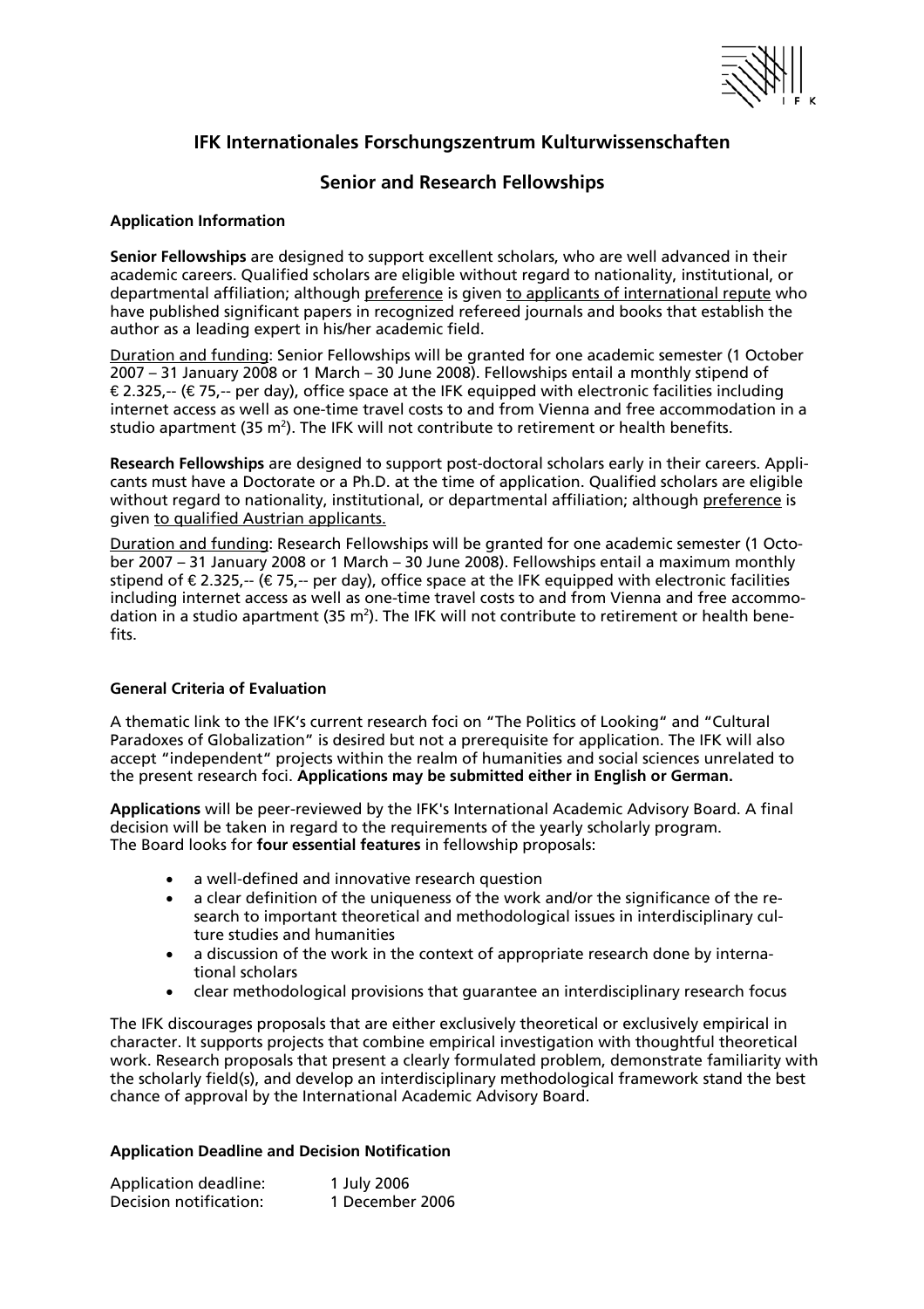## IFK Internationales Forschungszentrum Kulturwissenschaften

## Senior and Research Fellowships

**Application Information**

**Senior Fellowships** are designed to support excellent scholars, who are well advanced in their academic careers. Qualified scholars are eligible without regard to nationality, institutional, or departmental affiliation; although preference is given to applicants of international repute who have published significant papers in recognized refereed journals and books that establish the author as a leading expert in his/her academic field.

Duration and funding: Senior Fellowships will be granted for one academic semester (1 October 2007 – 31 January 2008 or 1 March – 30 June 2008). Fellowships entail a monthly stipend of € 2.325,-- (€ 75,-- per day), office space at the IFK equipped with electronic facilities including internet access as well as one-time travel costs to and from Vienna and free accommodation in a studio apartment (35 m²). The IFK will not contribute to retirement or health benefits.

**Research Fellowships** are designed to support post-doctoral scholars early in their careers. Applicants must have a Doctorate or a Ph.D. at the time of application. Qualified scholars are eligible without regard to nationality, institutional, or departmental affiliation; although preference is given to qualified Austrian applicants.

Duration and funding: Research Fellowships will be granted for one academic semester (1 October 2007 – 31 January 2008 or 1 March – 30 June 2008). Fellowships entail a maximum monthly stipend of € 2.325,-- (€ 75,-- per day), office space at the IFK equipped with electronic facilities including internet access as well as one-time travel costs to and from Vienna and free accommodation in a studio apartment (35 m²). The IFK will not contribute to retirement or health benefits.

**General Criteria of Evaluation**

A thematic link to the IFK's current research foci on "The Politics of Looking" and "Cultural Paradoxes of Globalization" is desired but not a prerequisite for application. The IFK will also accept "independent" projects within the realm of humanities and social sciences unrelated to the present research foci. **Applications may be submitted either in English or German.**

**Applications** will be peer-reviewed by the IFK's International Academic Advisory Board. A final decision will be taken in regard to the requirements of the yearly scholarly program.
The Board looks for **four essential features** in fellowship proposals:

- a well-defined and innovative research question
- a clear definition of the uniqueness of the work and/or the significance of the research to important theoretical and methodological issues in interdisciplinary culture studies and humanities
- a discussion of the work in the context of appropriate research done by international scholars
- clear methodological provisions that guarantee an interdisciplinary research focus

The IFK discourages proposals that are either exclusively theoretical or exclusively empirical in character. It supports projects that combine empirical investigation with thoughtful theoretical work. Research proposals that present a clearly formulated problem, demonstrate familiarity with the scholarly field(s), and develop an interdisciplinary methodological framework stand the best chance of approval by the International Academic Advisory Board.

**Application Deadline and Decision Notification**

Application deadline: 1 July 2006
Decision notification: 1 December 2006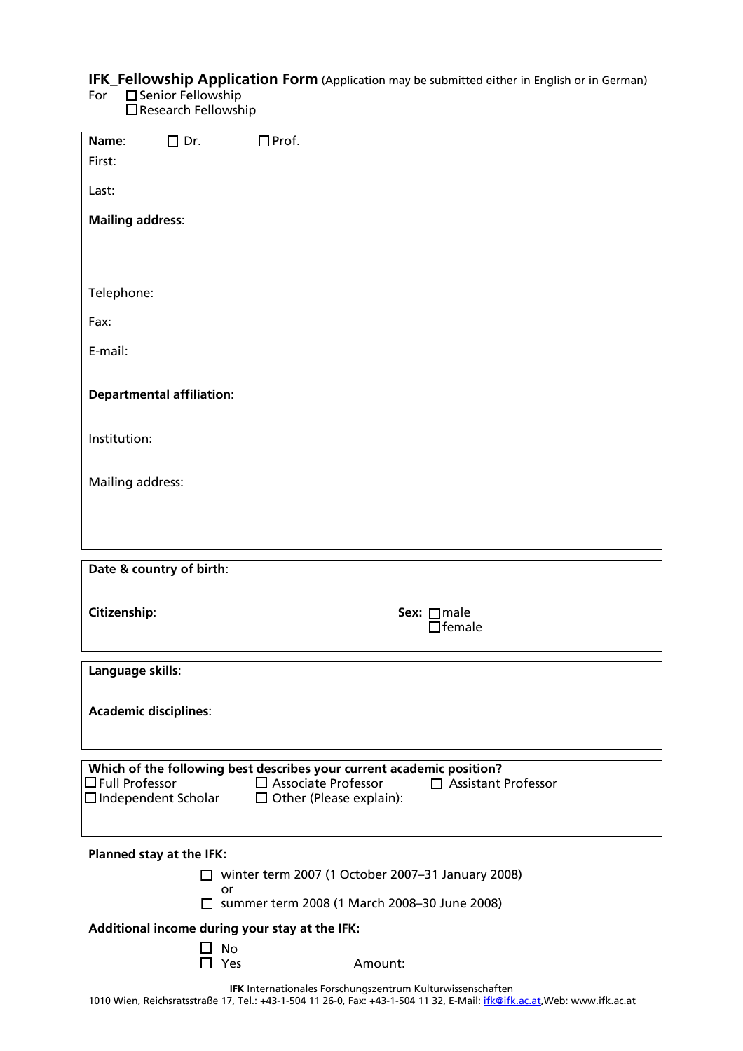**IFK_Fellowship Application Form** (Application may be submitted either in English or in German)

For ☐ Senior Fellowship
☐ Research Fellowship

**Name**: ☐ Dr. ☐ Prof.

First:

Last:

**Mailing address**:

Telephone:

Fax:

E-mail:

**Departmental affiliation:**

Institution:

Mailing address:

---

**Date & country of birth**:

**Citizenship**:

**Sex:** ☐ male
☐ female

---

**Language skills**:

**Academic disciplines**:

---

**Which of the following best describes your current academic position?**

☐ Full Professor ☐ Associate Professor ☐ Assistant Professor
☐ Independent Scholar ☐ Other (Please explain):

---

**Planned stay at the IFK:**

☐ winter term 2007 (1 October 2007–31 January 2008)
or
☐ summer term 2008 (1 March 2008–30 June 2008)

**Additional income during your stay at the IFK:**

☐ No
☐ Yes Amount:

**IFK** Internationales Forschungszentrum Kulturwissenschaften
1010 Wien, Reichsratsstraße 17, Tel.: +43-1-504 11 26-0, Fax: +43-1-504 11 32, E-Mail: ifk@ifk.ac.at, Web: www.ifk.ac.at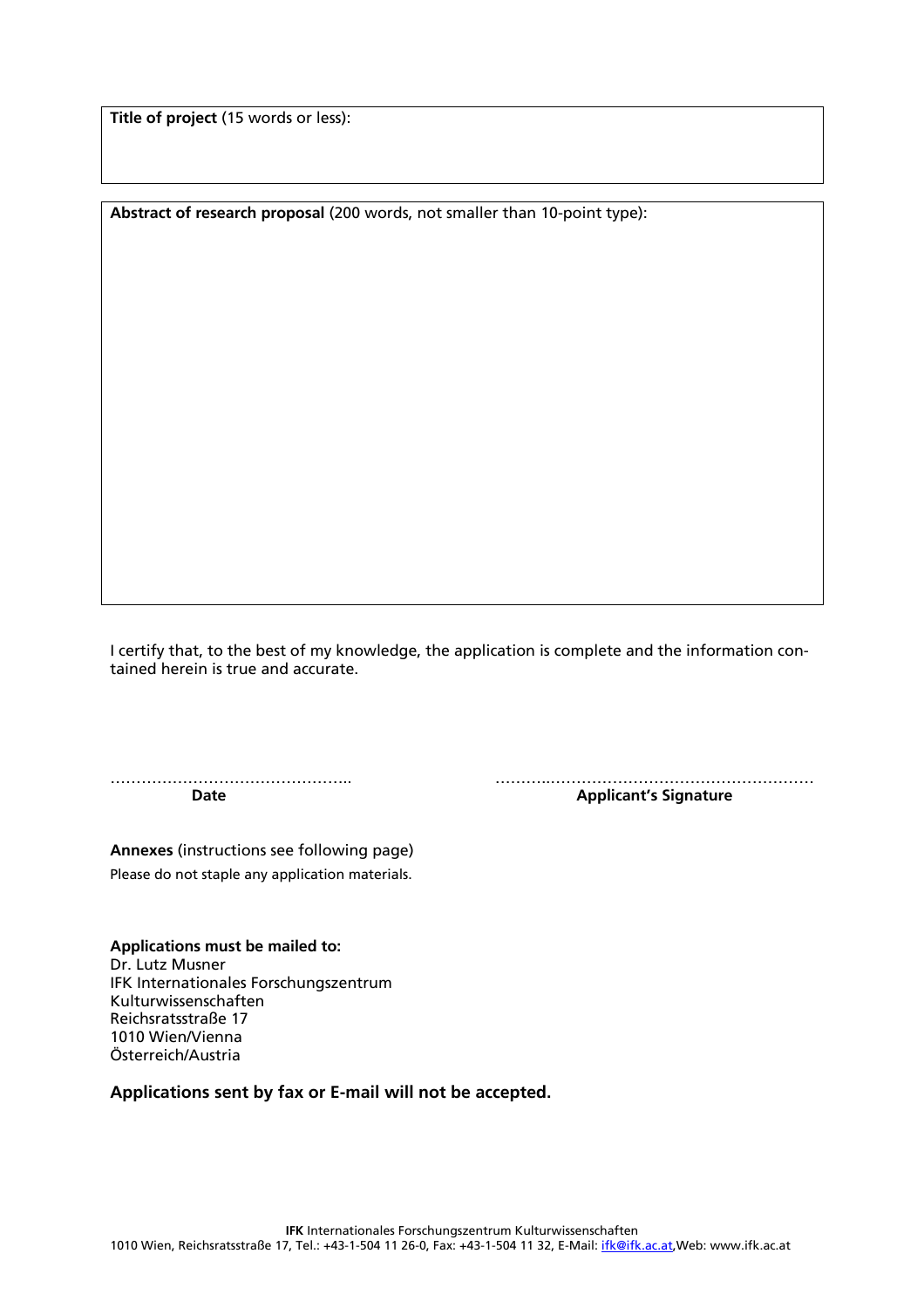| **Title of project** (15 words or less): |
|---|
| |

| **Abstract of research proposal** (200 words, not smaller than 10-point type): |
|---|
| |

I certify that, to the best of my knowledge, the application is complete and the information contained herein is true and accurate.

……………………………………….. ……….…………………………………………
**Date** **Applicant's Signature**

**Annexes** (instructions see following page)

Please do not staple any application materials.

**Applications must be mailed to:**
Dr. Lutz Musner
IFK Internationales Forschungszentrum
Kulturwissenschaften
Reichsratsstraße 17
1010 Wien/Vienna
Österreich/Austria

**Applications sent by fax or E-mail will not be accepted.**

**IFK** Internationales Forschungszentrum Kulturwissenschaften
1010 Wien, Reichsratsstraße 17, Tel.: +43-1-504 11 26-0, Fax: +43-1-504 11 32, E-Mail: ifk@ifk.ac.at,Web: www.ifk.ac.at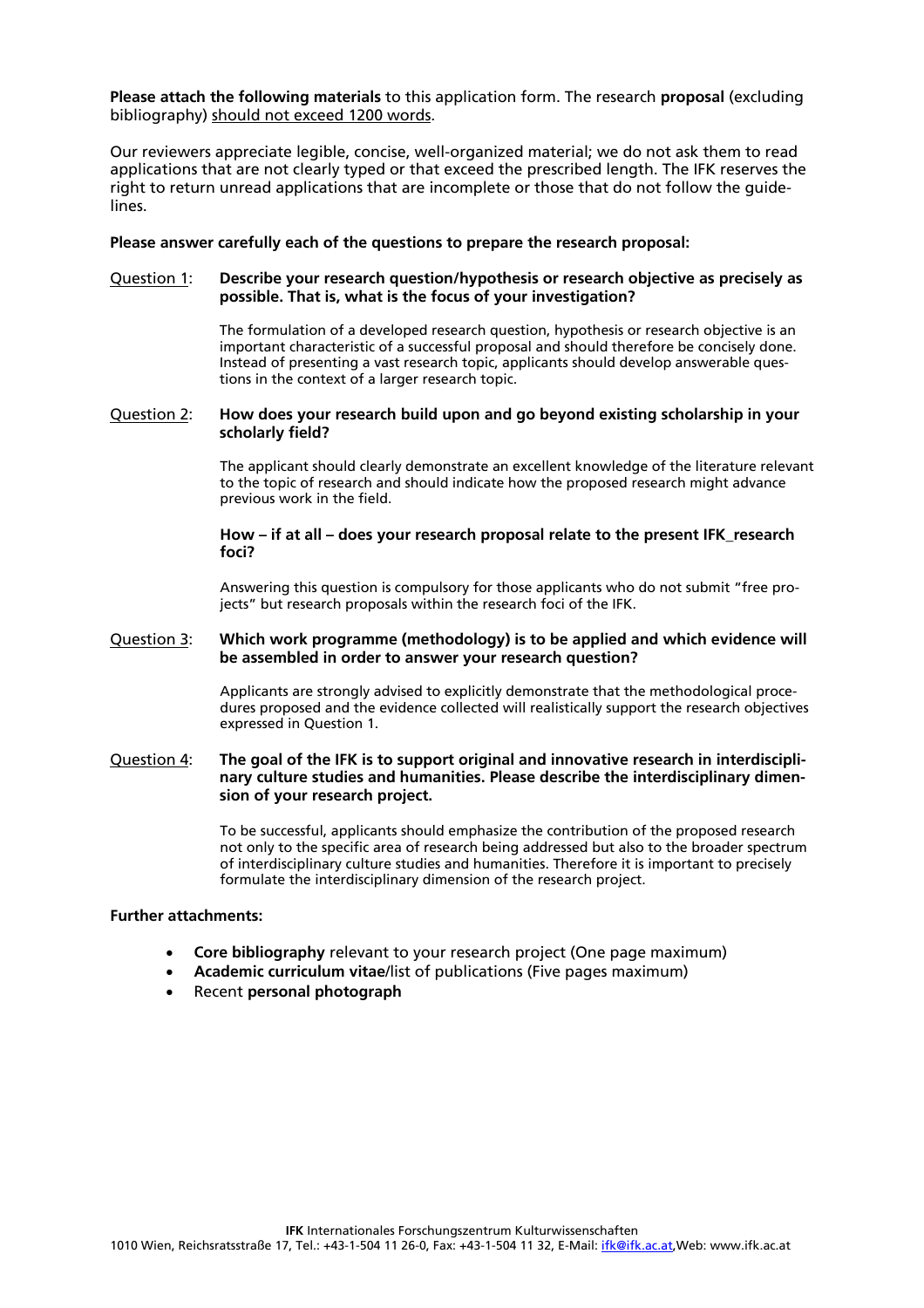**Please attach the following materials** to this application form. The research **proposal** (excluding bibliography) should not exceed 1200 words.

Our reviewers appreciate legible, concise, well-organized material; we do not ask them to read applications that are not clearly typed or that exceed the prescribed length. The IFK reserves the right to return unread applications that are incomplete or those that do not follow the guidelines.

**Please answer carefully each of the questions to prepare the research proposal:**

Question 1: **Describe your research question/hypothesis or research objective as precisely as possible. That is, what is the focus of your investigation?**

The formulation of a developed research question, hypothesis or research objective is an important characteristic of a successful proposal and should therefore be concisely done. Instead of presenting a vast research topic, applicants should develop answerable questions in the context of a larger research topic.

Question 2: **How does your research build upon and go beyond existing scholarship in your scholarly field?**

The applicant should clearly demonstrate an excellent knowledge of the literature relevant to the topic of research and should indicate how the proposed research might advance previous work in the field.

**How – if at all – does your research proposal relate to the present IFK_research foci?**

Answering this question is compulsory for those applicants who do not submit "free projects" but research proposals within the research foci of the IFK.

Question 3: **Which work programme (methodology) is to be applied and which evidence will be assembled in order to answer your research question?**

Applicants are strongly advised to explicitly demonstrate that the methodological procedures proposed and the evidence collected will realistically support the research objectives expressed in Question 1.

Question 4: **The goal of the IFK is to support original and innovative research in interdisciplinary culture studies and humanities. Please describe the interdisciplinary dimension of your research project.**

To be successful, applicants should emphasize the contribution of the proposed research not only to the specific area of research being addressed but also to the broader spectrum of interdisciplinary culture studies and humanities. Therefore it is important to precisely formulate the interdisciplinary dimension of the research project.

**Further attachments:**

- **Core bibliography** relevant to your research project (One page maximum)
- **Academic curriculum vitae**/list of publications (Five pages maximum)
- Recent **personal photograph**